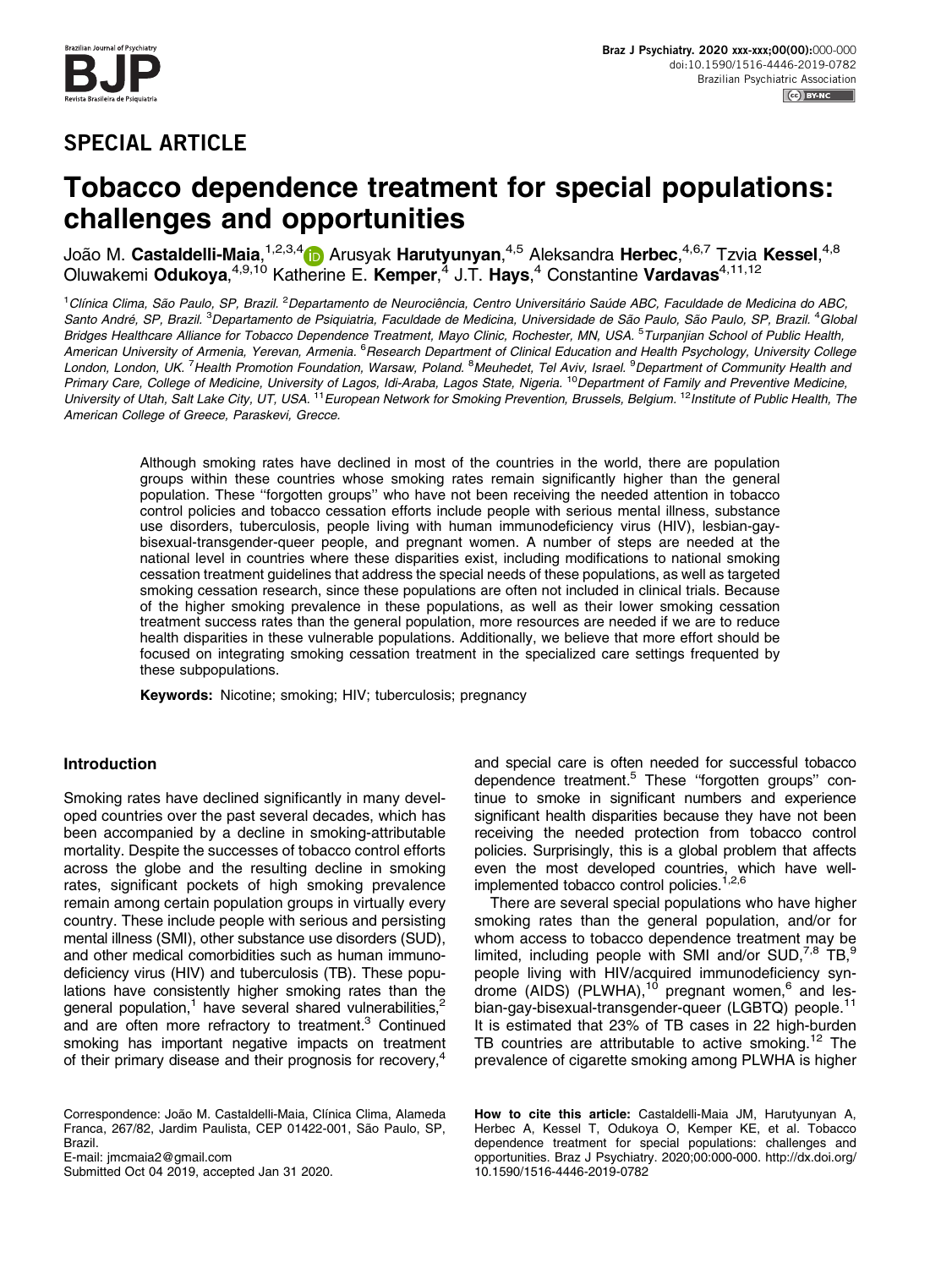## SPECIAL ARTICLE

# Tobacco dependence treatment for special populations: challenges and opportunities

João M. **Castaldelli-Maia**,[1,2,3,4] Arusyak **Harutyunyan**,[4,5] Aleksandra **Herbec**,[4,6,7] Tzvia **Kessel**,[4,8] Oluwakemi **Odukoya**,[4,9,10] Katherine E. **Kemper**,[4] J.T. **Hays**,[4] Constantine **Vardavas**[4,11,12]

[1]*Clínica Clima, São Paulo, SP, Brazil.* [2]*Departamento de Neurociência, Centro Universitário Saúde ABC, Faculdade de Medicina do ABC, Santo André, SP, Brazil.* [3]*Departamento de Psiquiatria, Faculdade de Medicina, Universidade de São Paulo, São Paulo, SP, Brazil.* [4]*Global Bridges Healthcare Alliance for Tobacco Dependence Treatment, Mayo Clinic, Rochester, MN, USA.* [5]*Turpanjian School of Public Health, American University of Armenia, Yerevan, Armenia.* [6]*Research Department of Clinical Education and Health Psychology, University College London, London, UK.* [7]*Health Promotion Foundation, Warsaw, Poland.* [8]*Meuhedet, Tel Aviv, Israel.* [9]*Department of Community Health and Primary Care, College of Medicine, University of Lagos, Idi-Araba, Lagos State, Nigeria.* [10]*Department of Family and Preventive Medicine, University of Utah, Salt Lake City, UT, USA.* [11]*European Network for Smoking Prevention, Brussels, Belgium.* [12]*Institute of Public Health, The American College of Greece, Paraskevi, Grecce.*

Although smoking rates have declined in most of the countries in the world, there are population groups within these countries whose smoking rates remain significantly higher than the general population. These ''forgotten groups'' who have not been receiving the needed attention in tobacco control policies and tobacco cessation efforts include people with serious mental illness, substance use disorders, tuberculosis, people living with human immunodeficiency virus (HIV), lesbian-gay-bisexual-transgender-queer people, and pregnant women. A number of steps are needed at the national level in countries where these disparities exist, including modifications to national smoking cessation treatment guidelines that address the special needs of these populations, as well as targeted smoking cessation research, since these populations are often not included in clinical trials. Because of the higher smoking prevalence in these populations, as well as their lower smoking cessation treatment success rates than the general population, more resources are needed if we are to reduce health disparities in these vulnerable populations. Additionally, we believe that more effort should be focused on integrating smoking cessation treatment in the specialized care settings frequented by these subpopulations.

**Keywords:** Nicotine; smoking; HIV; tuberculosis; pregnancy

## Introduction

Smoking rates have declined significantly in many developed countries over the past several decades, which has been accompanied by a decline in smoking-attributable mortality. Despite the successes of tobacco control efforts across the globe and the resulting decline in smoking rates, significant pockets of high smoking prevalence remain among certain population groups in virtually every country. These include people with serious and persisting mental illness (SMI), other substance use disorders (SUD), and other medical comorbidities such as human immunodeficiency virus (HIV) and tuberculosis (TB). These populations have consistently higher smoking rates than the general population,[1] have several shared vulnerabilities,[2] and are often more refractory to treatment.[3] Continued smoking has important negative impacts on treatment of their primary disease and their prognosis for recovery,[4] and special care is often needed for successful tobacco dependence treatment.[5] These ''forgotten groups'' continue to smoke in significant numbers and experience significant health disparities because they have not been receiving the needed protection from tobacco control policies. Surprisingly, this is a global problem that affects even the most developed countries, which have well-implemented tobacco control policies.[1,2,6]

There are several special populations who have higher smoking rates than the general population, and/or for whom access to tobacco dependence treatment may be limited, including people with SMI and/or SUD,[7,8] TB,[9] people living with HIV/acquired immunodeficiency syndrome (AIDS) (PLWHA),[10] pregnant women,[6] and lesbian-gay-bisexual-transgender-queer (LGBTQ) people.[11] It is estimated that 23% of TB cases in 22 high-burden TB countries are attributable to active smoking.[12] The prevalence of cigarette smoking among PLWHA is higher

Correspondence: João M. Castaldelli-Maia, Clínica Clima, Alameda Franca, 267/82, Jardim Paulista, CEP 01422-001, São Paulo, SP, Brazil.
E-mail: jmcmaia2@gmail.com
Submitted Oct 04 2019, accepted Jan 31 2020.

**How to cite this article:** Castaldelli-Maia JM, Harutyunyan A, Herbec A, Kessel T, Odukoya O, Kemper KE, et al. Tobacco dependence treatment for special populations: challenges and opportunities. Braz J Psychiatry. 2020;00:000-000. http://dx.doi.org/10.1590/1516-4446-2019-0782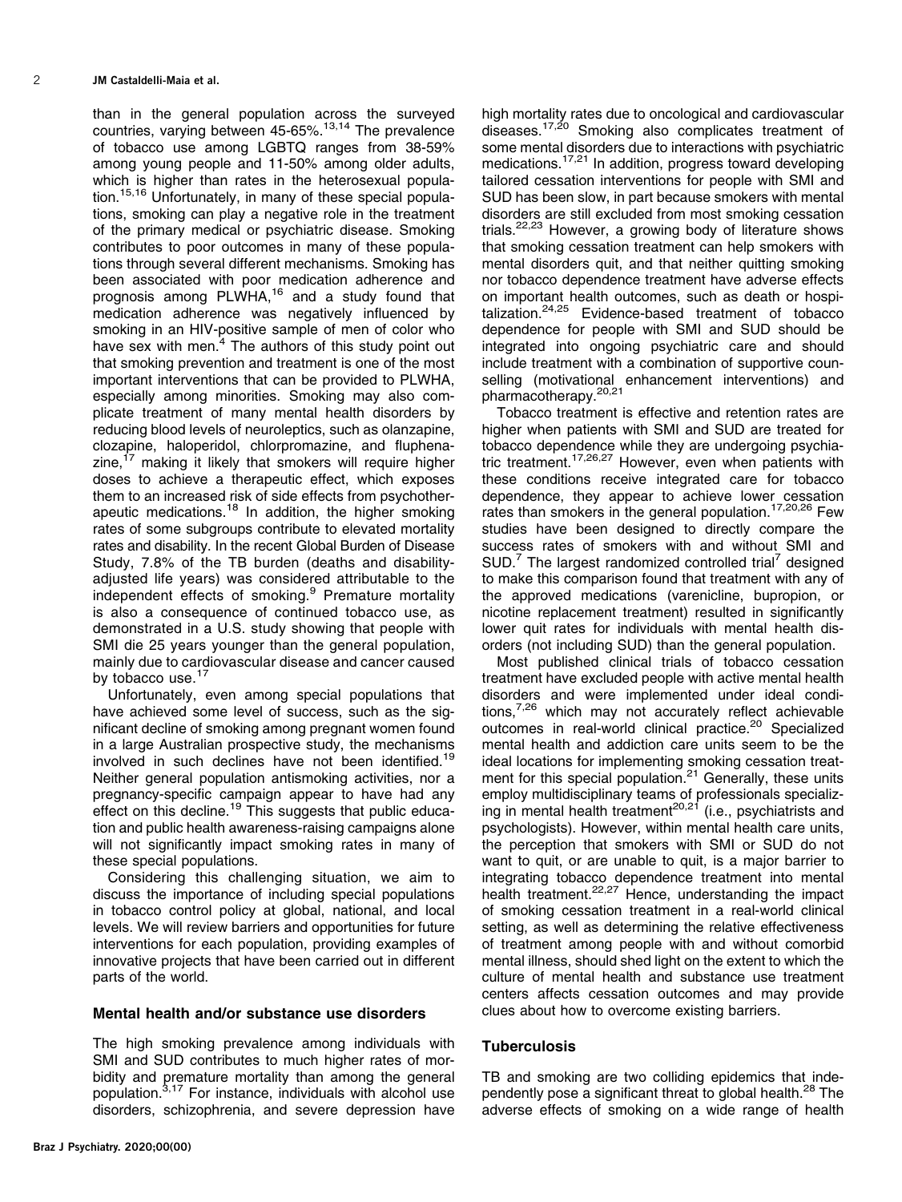than in the general population across the surveyed countries, varying between 45-65%.[13,14] The prevalence of tobacco use among LGBTQ ranges from 38-59% among young people and 11-50% among older adults, which is higher than rates in the heterosexual population.[15,16] Unfortunately, in many of these special populations, smoking can play a negative role in the treatment of the primary medical or psychiatric disease. Smoking contributes to poor outcomes in many of these populations through several different mechanisms. Smoking has been associated with poor medication adherence and prognosis among PLWHA,[16] and a study found that medication adherence was negatively influenced by smoking in an HIV-positive sample of men of color who have sex with men.[4] The authors of this study point out that smoking prevention and treatment is one of the most important interventions that can be provided to PLWHA, especially among minorities. Smoking may also complicate treatment of many mental health disorders by reducing blood levels of neuroleptics, such as olanzapine, clozapine, haloperidol, chlorpromazine, and fluphenazine,[17] making it likely that smokers will require higher doses to achieve a therapeutic effect, which exposes them to an increased risk of side effects from psychotherapeutic medications.[18] In addition, the higher smoking rates of some subgroups contribute to elevated mortality rates and disability. In the recent Global Burden of Disease Study, 7.8% of the TB burden (deaths and disability-adjusted life years) was considered attributable to the independent effects of smoking.[9] Premature mortality is also a consequence of continued tobacco use, as demonstrated in a U.S. study showing that people with SMI die 25 years younger than the general population, mainly due to cardiovascular disease and cancer caused by tobacco use.[17]

Unfortunately, even among special populations that have achieved some level of success, such as the significant decline of smoking among pregnant women found in a large Australian prospective study, the mechanisms involved in such declines have not been identified.[19] Neither general population antismoking activities, nor a pregnancy-specific campaign appear to have had any effect on this decline.[19] This suggests that public education and public health awareness-raising campaigns alone will not significantly impact smoking rates in many of these special populations.

Considering this challenging situation, we aim to discuss the importance of including special populations in tobacco control policy at global, national, and local levels. We will review barriers and opportunities for future interventions for each population, providing examples of innovative projects that have been carried out in different parts of the world.

## Mental health and/or substance use disorders

The high smoking prevalence among individuals with SMI and SUD contributes to much higher rates of morbidity and premature mortality than among the general population.[3,17] For instance, individuals with alcohol use disorders, schizophrenia, and severe depression have high mortality rates due to oncological and cardiovascular diseases.[17,20] Smoking also complicates treatment of some mental disorders due to interactions with psychiatric medications.[17,21] In addition, progress toward developing tailored cessation interventions for people with SMI and SUD has been slow, in part because smokers with mental disorders are still excluded from most smoking cessation trials.[22,23] However, a growing body of literature shows that smoking cessation treatment can help smokers with mental disorders quit, and that neither quitting smoking nor tobacco dependence treatment have adverse effects on important health outcomes, such as death or hospitalization.[24,25] Evidence-based treatment of tobacco dependence for people with SMI and SUD should be integrated into ongoing psychiatric care and should include treatment with a combination of supportive counselling (motivational enhancement interventions) and pharmacotherapy.[20,21]

Tobacco treatment is effective and retention rates are higher when patients with SMI and SUD are treated for tobacco dependence while they are undergoing psychiatric treatment.[17,26,27] However, even when patients with these conditions receive integrated care for tobacco dependence, they appear to achieve lower cessation rates than smokers in the general population.[17,20,26] Few studies have been designed to directly compare the success rates of smokers with and without SMI and SUD.[7] The largest randomized controlled trial[7] designed to make this comparison found that treatment with any of the approved medications (varenicline, bupropion, or nicotine replacement treatment) resulted in significantly lower quit rates for individuals with mental health disorders (not including SUD) than the general population.

Most published clinical trials of tobacco cessation treatment have excluded people with active mental health disorders and were implemented under ideal conditions,[7,26] which may not accurately reflect achievable outcomes in real-world clinical practice.[20] Specialized mental health and addiction care units seem to be the ideal locations for implementing smoking cessation treatment for this special population.[21] Generally, these units employ multidisciplinary teams of professionals specializing in mental health treatment[20,21] (i.e., psychiatrists and psychologists). However, within mental health care units, the perception that smokers with SMI or SUD do not want to quit, or are unable to quit, is a major barrier to integrating tobacco dependence treatment into mental health treatment.[22,27] Hence, understanding the impact of smoking cessation treatment in a real-world clinical setting, as well as determining the relative effectiveness of treatment among people with and without comorbid mental illness, should shed light on the extent to which the culture of mental health and substance use treatment centers affects cessation outcomes and may provide clues about how to overcome existing barriers.

## Tuberculosis

TB and smoking are two colliding epidemics that independently pose a significant threat to global health.[28] The adverse effects of smoking on a wide range of health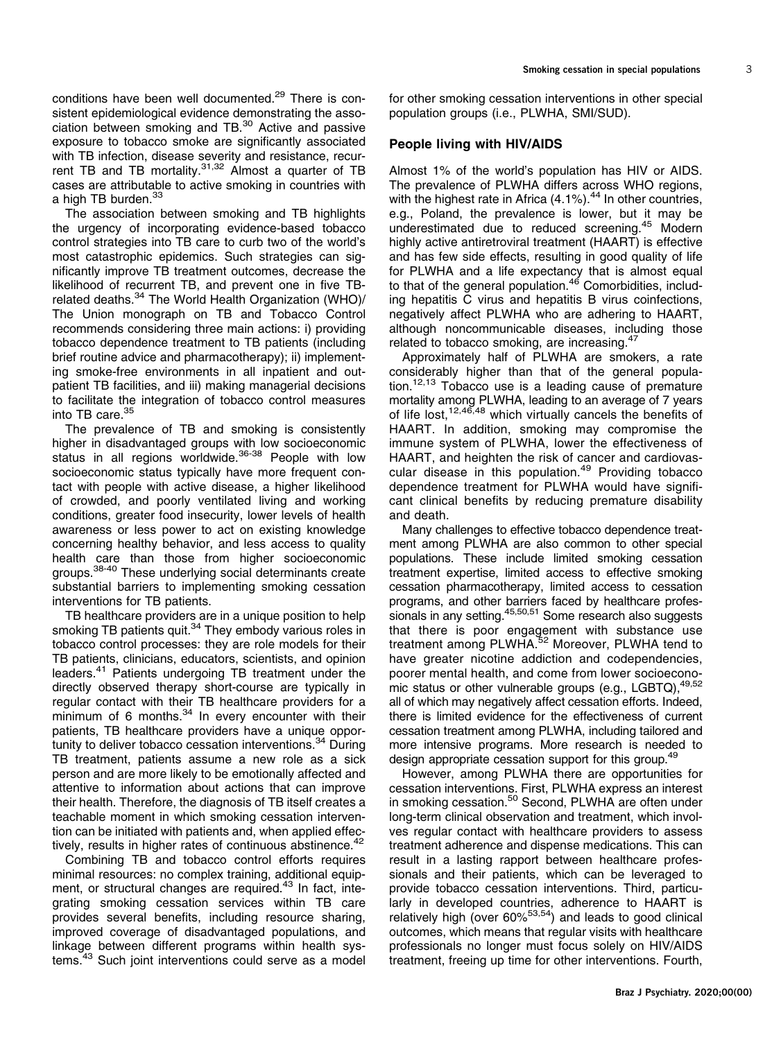conditions have been well documented.[29] There is consistent epidemiological evidence demonstrating the association between smoking and TB.[30] Active and passive exposure to tobacco smoke are significantly associated with TB infection, disease severity and resistance, recurrent TB and TB mortality.[31,32] Almost a quarter of TB cases are attributable to active smoking in countries with a high TB burden.[33]

The association between smoking and TB highlights the urgency of incorporating evidence-based tobacco control strategies into TB care to curb two of the world's most catastrophic epidemics. Such strategies can significantly improve TB treatment outcomes, decrease the likelihood of recurrent TB, and prevent one in five TB-related deaths.[34] The World Health Organization (WHO)/The Union monograph on TB and Tobacco Control recommends considering three main actions: i) providing tobacco dependence treatment to TB patients (including brief routine advice and pharmacotherapy); ii) implementing smoke-free environments in all inpatient and outpatient TB facilities, and iii) making managerial decisions to facilitate the integration of tobacco control measures into TB care.[35]

The prevalence of TB and smoking is consistently higher in disadvantaged groups with low socioeconomic status in all regions worldwide.[36-38] People with low socioeconomic status typically have more frequent contact with people with active disease, a higher likelihood of crowded, and poorly ventilated living and working conditions, greater food insecurity, lower levels of health awareness or less power to act on existing knowledge concerning healthy behavior, and less access to quality health care than those from higher socioeconomic groups.[38-40] These underlying social determinants create substantial barriers to implementing smoking cessation interventions for TB patients.

TB healthcare providers are in a unique position to help smoking TB patients quit.[34] They embody various roles in tobacco control processes: they are role models for their TB patients, clinicians, educators, scientists, and opinion leaders.[41] Patients undergoing TB treatment under the directly observed therapy short-course are typically in regular contact with their TB healthcare providers for a minimum of 6 months.[34] In every encounter with their patients, TB healthcare providers have a unique opportunity to deliver tobacco cessation interventions.[34] During TB treatment, patients assume a new role as a sick person and are more likely to be emotionally affected and attentive to information about actions that can improve their health. Therefore, the diagnosis of TB itself creates a teachable moment in which smoking cessation intervention can be initiated with patients and, when applied effectively, results in higher rates of continuous abstinence.[42]

Combining TB and tobacco control efforts requires minimal resources: no complex training, additional equipment, or structural changes are required.[43] In fact, integrating smoking cessation services within TB care provides several benefits, including resource sharing, improved coverage of disadvantaged populations, and linkage between different programs within health systems.[43] Such joint interventions could serve as a model for other smoking cessation interventions in other special population groups (i.e., PLWHA, SMI/SUD).

## People living with HIV/AIDS

Almost 1% of the world's population has HIV or AIDS. The prevalence of PLWHA differs across WHO regions, with the highest rate in Africa (4.1%).[44] In other countries, e.g., Poland, the prevalence is lower, but it may be underestimated due to reduced screening.[45] Modern highly active antiretroviral treatment (HAART) is effective and has few side effects, resulting in good quality of life for PLWHA and a life expectancy that is almost equal to that of the general population.[46] Comorbidities, including hepatitis C virus and hepatitis B virus coinfections, negatively affect PLWHA who are adhering to HAART, although noncommunicable diseases, including those related to tobacco smoking, are increasing.[47]

Approximately half of PLWHA are smokers, a rate considerably higher than that of the general population.[12,13] Tobacco use is a leading cause of premature mortality among PLWHA, leading to an average of 7 years of life lost,[12,46,48] which virtually cancels the benefits of HAART. In addition, smoking may compromise the immune system of PLWHA, lower the effectiveness of HAART, and heighten the risk of cancer and cardiovascular disease in this population.[49] Providing tobacco dependence treatment for PLWHA would have significant clinical benefits by reducing premature disability and death.

Many challenges to effective tobacco dependence treatment among PLWHA are also common to other special populations. These include limited smoking cessation treatment expertise, limited access to effective smoking cessation pharmacotherapy, limited access to cessation programs, and other barriers faced by healthcare professionals in any setting.[45,50,51] Some research also suggests that there is poor engagement with substance use treatment among PLWHA.[52] Moreover, PLWHA tend to have greater nicotine addiction and codependencies, poorer mental health, and come from lower socioeconomic status or other vulnerable groups (e.g., LGBTQ),[49,52] all of which may negatively affect cessation efforts. Indeed, there is limited evidence for the effectiveness of current cessation treatment among PLWHA, including tailored and more intensive programs. More research is needed to design appropriate cessation support for this group.[49]

However, among PLWHA there are opportunities for cessation interventions. First, PLWHA express an interest in smoking cessation.[50] Second, PLWHA are often under long-term clinical observation and treatment, which involves regular contact with healthcare providers to assess treatment adherence and dispense medications. This can result in a lasting rapport between healthcare professionals and their patients, which can be leveraged to provide tobacco cessation interventions. Third, particularly in developed countries, adherence to HAART is relatively high (over 60%[53,54]) and leads to good clinical outcomes, which means that regular visits with healthcare professionals no longer must focus solely on HIV/AIDS treatment, freeing up time for other interventions. Fourth,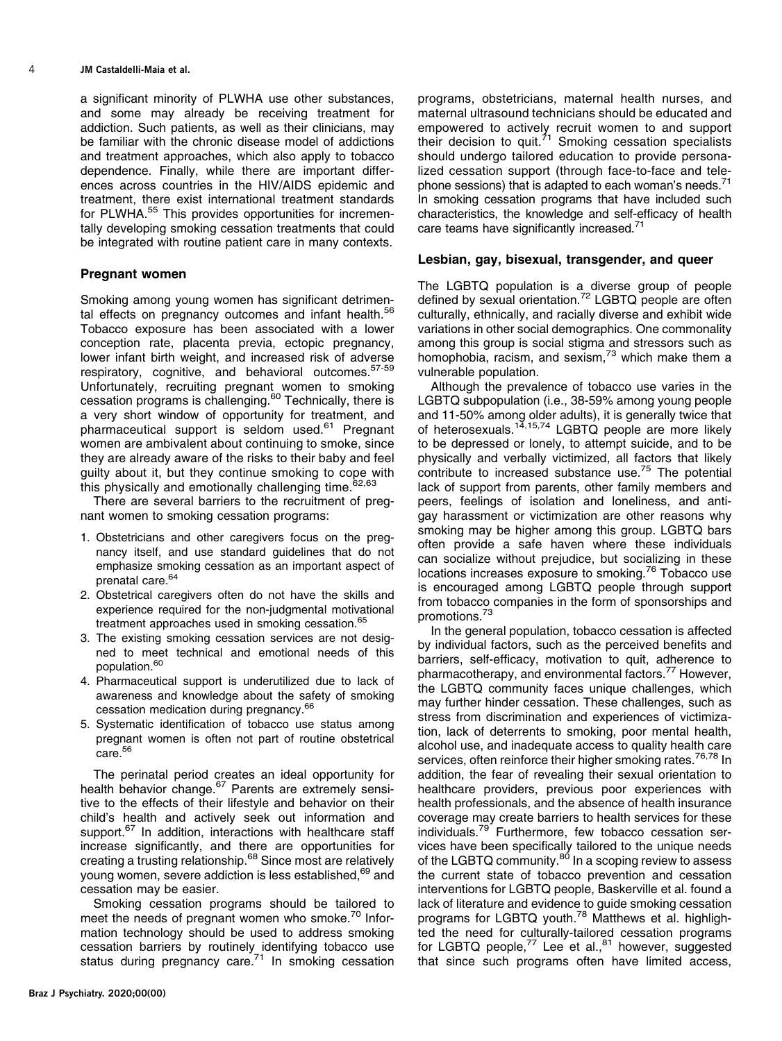a significant minority of PLWHA use other substances, and some may already be receiving treatment for addiction. Such patients, as well as their clinicians, may be familiar with the chronic disease model of addictions and treatment approaches, which also apply to tobacco dependence. Finally, while there are important differences across countries in the HIV/AIDS epidemic and treatment, there exist international treatment standards for PLWHA.[55] This provides opportunities for incrementally developing smoking cessation treatments that could be integrated with routine patient care in many contexts.

## Pregnant women

Smoking among young women has significant detrimental effects on pregnancy outcomes and infant health.[56] Tobacco exposure has been associated with a lower conception rate, placenta previa, ectopic pregnancy, lower infant birth weight, and increased risk of adverse respiratory, cognitive, and behavioral outcomes.[57-59] Unfortunately, recruiting pregnant women to smoking cessation programs is challenging.[60] Technically, there is a very short window of opportunity for treatment, and pharmaceutical support is seldom used.[61] Pregnant women are ambivalent about continuing to smoke, since they are already aware of the risks to their baby and feel guilty about it, but they continue smoking to cope with this physically and emotionally challenging time.[62,63]

There are several barriers to the recruitment of pregnant women to smoking cessation programs:

1. Obstetricians and other caregivers focus on the pregnancy itself, and use standard guidelines that do not emphasize smoking cessation as an important aspect of prenatal care.[64]
2. Obstetrical caregivers often do not have the skills and experience required for the non-judgmental motivational treatment approaches used in smoking cessation.[65]
3. The existing smoking cessation services are not designed to meet technical and emotional needs of this population.[60]
4. Pharmaceutical support is underutilized due to lack of awareness and knowledge about the safety of smoking cessation medication during pregnancy.[66]
5. Systematic identification of tobacco use status among pregnant women is often not part of routine obstetrical care.[56]

The perinatal period creates an ideal opportunity for health behavior change.[67] Parents are extremely sensitive to the effects of their lifestyle and behavior on their child's health and actively seek out information and support.[67] In addition, interactions with healthcare staff increase significantly, and there are opportunities for creating a trusting relationship.[68] Since most are relatively young women, severe addiction is less established,[69] and cessation may be easier.

Smoking cessation programs should be tailored to meet the needs of pregnant women who smoke.[70] Information technology should be used to address smoking cessation barriers by routinely identifying tobacco use status during pregnancy care.[71] In smoking cessation programs, obstetricians, maternal health nurses, and maternal ultrasound technicians should be educated and empowered to actively recruit women to and support their decision to quit.[71] Smoking cessation specialists should undergo tailored education to provide personalized cessation support (through face-to-face and telephone sessions) that is adapted to each woman's needs.[71] In smoking cessation programs that have included such characteristics, the knowledge and self-efficacy of health care teams have significantly increased.[71]

## Lesbian, gay, bisexual, transgender, and queer

The LGBTQ population is a diverse group of people defined by sexual orientation.[72] LGBTQ people are often culturally, ethnically, and racially diverse and exhibit wide variations in other social demographics. One commonality among this group is social stigma and stressors such as homophobia, racism, and sexism,[73] which make them a vulnerable population.

Although the prevalence of tobacco use varies in the LGBTQ subpopulation (i.e., 38-59% among young people and 11-50% among older adults), it is generally twice that of heterosexuals.[14,15,74] LGBTQ people are more likely to be depressed or lonely, to attempt suicide, and to be physically and verbally victimized, all factors that likely contribute to increased substance use.[75] The potential lack of support from parents, other family members and peers, feelings of isolation and loneliness, and anti-gay harassment or victimization are other reasons why smoking may be higher among this group. LGBTQ bars often provide a safe haven where these individuals can socialize without prejudice, but socializing in these locations increases exposure to smoking.[76] Tobacco use is encouraged among LGBTQ people through support from tobacco companies in the form of sponsorships and promotions.[73]

In the general population, tobacco cessation is affected by individual factors, such as the perceived benefits and barriers, self-efficacy, motivation to quit, adherence to pharmacotherapy, and environmental factors.[77] However, the LGBTQ community faces unique challenges, which may further hinder cessation. These challenges, such as stress from discrimination and experiences of victimization, lack of deterrents to smoking, poor mental health, alcohol use, and inadequate access to quality health care services, often reinforce their higher smoking rates.[76,78] In addition, the fear of revealing their sexual orientation to healthcare providers, previous poor experiences with health professionals, and the absence of health insurance coverage may create barriers to health services for these individuals.[79] Furthermore, few tobacco cessation services have been specifically tailored to the unique needs of the LGBTQ community.[80] In a scoping review to assess the current state of tobacco prevention and cessation interventions for LGBTQ people, Baskerville et al. found a lack of literature and evidence to guide smoking cessation programs for LGBTQ youth.[78] Matthews et al. highlighted the need for culturally-tailored cessation programs for LGBTQ people,[77] Lee et al.,[81] however, suggested that since such programs often have limited access,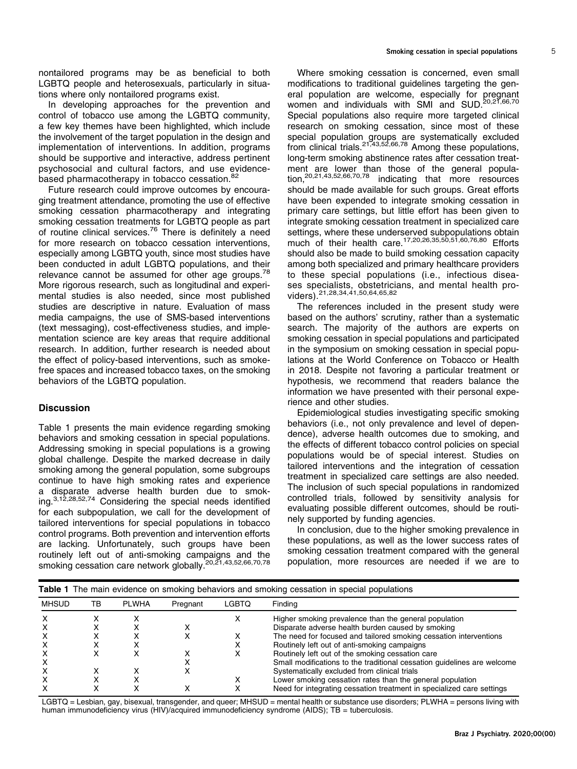nontailored programs may be as beneficial to both LGBTQ people and heterosexuals, particularly in situations where only nontailored programs exist.

In developing approaches for the prevention and control of tobacco use among the LGBTQ community, a few key themes have been highlighted, which include the involvement of the target population in the design and implementation of interventions. In addition, programs should be supportive and interactive, address pertinent psychosocial and cultural factors, and use evidence-based pharmacotherapy in tobacco cessation.[82]

Future research could improve outcomes by encouraging treatment attendance, promoting the use of effective smoking cessation pharmacotherapy and integrating smoking cessation treatments for LGBTQ people as part of routine clinical services.[76] There is definitely a need for more research on tobacco cessation interventions, especially among LGBTQ youth, since most studies have been conducted in adult LGBTQ populations, and their relevance cannot be assumed for other age groups.[78] More rigorous research, such as longitudinal and experimental studies is also needed, since most published studies are descriptive in nature. Evaluation of mass media campaigns, the use of SMS-based interventions (text messaging), cost-effectiveness studies, and implementation science are key areas that require additional research. In addition, further research is needed about the effect of policy-based interventions, such as smoke-free spaces and increased tobacco taxes, on the smoking behaviors of the LGBTQ population.

## Discussion

Table 1 presents the main evidence regarding smoking behaviors and smoking cessation in special populations. Addressing smoking in special populations is a growing global challenge. Despite the marked decrease in daily smoking among the general population, some subgroups continue to have high smoking rates and experience a disparate adverse health burden due to smoking.[3,12,28,52,74] Considering the special needs identified for each subpopulation, we call for the development of tailored interventions for special populations in tobacco control programs. Both prevention and intervention efforts are lacking. Unfortunately, such groups have been routinely left out of anti-smoking campaigns and the smoking cessation care network globally.[20,21,43,52,66,70,78]

Where smoking cessation is concerned, even small modifications to traditional guidelines targeting the general population are welcome, especially for pregnant women and individuals with SMI and SUD.[20,21,66,70] Special populations also require more targeted clinical research on smoking cessation, since most of these special population groups are systematically excluded from clinical trials.[21,43,52,66,78] Among these populations, long-term smoking abstinence rates after cessation treatment are lower than those of the general population,[20,21,43,52,66,70,78] indicating that more resources should be made available for such groups. Great efforts have been expended to integrate smoking cessation in primary care settings, but little effort has been given to integrate smoking cessation treatment in specialized care settings, where these underserved subpopulations obtain much of their health care.[17,20,26,35,50,51,60,76,80] Efforts should also be made to build smoking cessation capacity among both specialized and primary healthcare providers to these special populations (i.e., infectious diseases specialists, obstetricians, and mental health providers).[21,28,34,41,50,64,65,82]

The references included in the present study were based on the authors' scrutiny, rather than a systematic search. The majority of the authors are experts on smoking cessation in special populations and participated in the symposium on smoking cessation in special populations at the World Conference on Tobacco or Health in 2018. Despite not favoring a particular treatment or hypothesis, we recommend that readers balance the information we have presented with their personal experience and other studies.

Epidemiological studies investigating specific smoking behaviors (i.e., not only prevalence and level of dependence), adverse health outcomes due to smoking, and the effects of different tobacco control policies on special populations would be of special interest. Studies on tailored interventions and the integration of cessation treatment in specialized care settings are also needed. The inclusion of such special populations in randomized controlled trials, followed by sensitivity analysis for evaluating possible different outcomes, should be routinely supported by funding agencies.

In conclusion, due to the higher smoking prevalence in these populations, as well as the lower success rates of smoking cessation treatment compared with the general population, more resources are needed if we are to

**Table 1** The main evidence on smoking behaviors and smoking cessation in special populations

| MHSUD | TB | PLWHA | Pregnant | LGBTQ | Finding |
|---|---|---|---|---|---|
| X | X | X | | X | Higher smoking prevalence than the general population |
| X | X | X | X | | Disparate adverse health burden caused by smoking |
| X | X | X | X | X | The need for focused and tailored smoking cessation interventions |
| X | X | X | | X | Routinely left out of anti-smoking campaigns |
| X | X | X | X | X | Routinely left out of the smoking cessation care |
| X | | | X | | Small modifications to the traditional cessation guidelines are welcome |
| X | X | X | X | | Systematically excluded from clinical trials |
| X | X | X | | X | Lower smoking cessation rates than the general population |
| X | X | X | X | X | Need for integrating cessation treatment in specialized care settings |

LGBTQ = Lesbian, gay, bisexual, transgender, and queer; MHSUD = mental health or substance use disorders; PLWHA = persons living with human immunodeficiency virus (HIV)/acquired immunodeficiency syndrome (AIDS); TB = tuberculosis.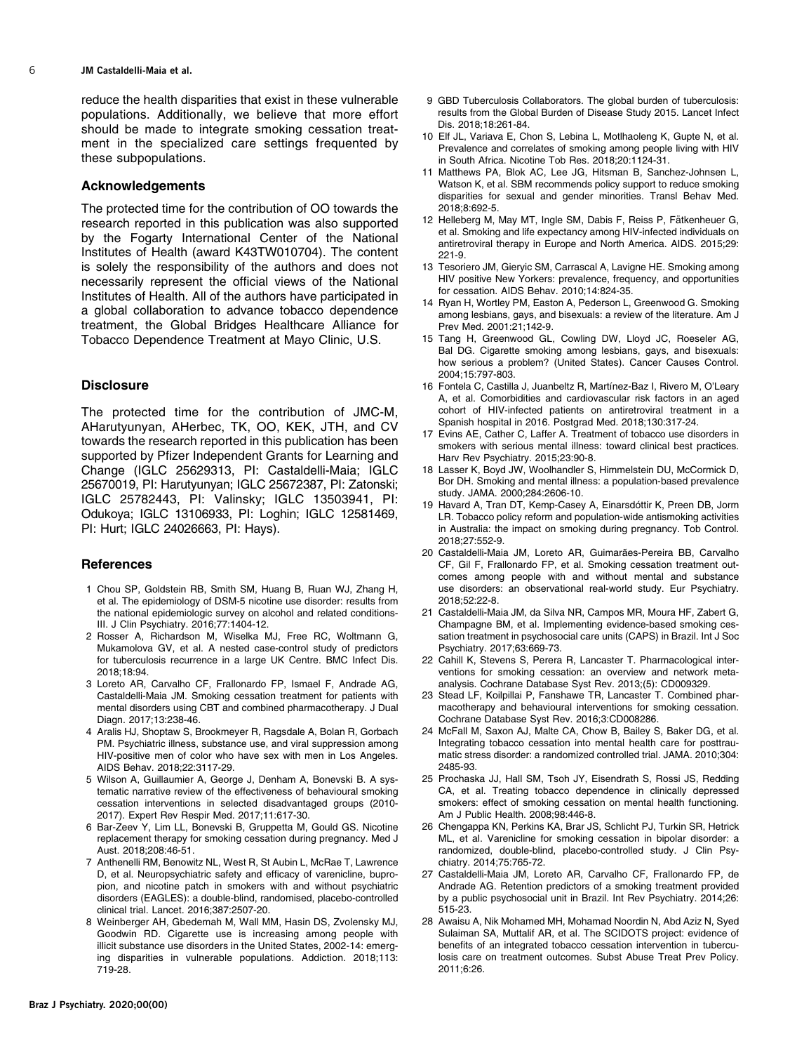reduce the health disparities that exist in these vulnerable populations. Additionally, we believe that more effort should be made to integrate smoking cessation treatment in the specialized care settings frequented by these subpopulations.

## Acknowledgements

The protected time for the contribution of OO towards the research reported in this publication was also supported by the Fogarty International Center of the National Institutes of Health (award K43TW010704). The content is solely the responsibility of the authors and does not necessarily represent the official views of the National Institutes of Health. All of the authors have participated in a global collaboration to advance tobacco dependence treatment, the Global Bridges Healthcare Alliance for Tobacco Dependence Treatment at Mayo Clinic, U.S.

## Disclosure

The protected time for the contribution of JMC-M, AHarutyunyan, AHerbec, TK, OO, KEK, JTH, and CV towards the research reported in this publication has been supported by Pfizer Independent Grants for Learning and Change (IGLC 25629313, PI: Castaldelli-Maia; IGLC 25670019, PI: Harutyunyan; IGLC 25672387, PI: Zatonski; IGLC 25782443, PI: Valinsky; IGLC 13503941, PI: Odukoya; IGLC 13106933, PI: Loghin; IGLC 12581469, PI: Hurt; IGLC 24026663, PI: Hays).

## References

1. Chou SP, Goldstein RB, Smith SM, Huang B, Ruan WJ, Zhang H, et al. The epidemiology of DSM-5 nicotine use disorder: results from the national epidemiologic survey on alcohol and related conditions-III. J Clin Psychiatry. 2016;77:1404-12.
2. Rosser A, Richardson M, Wiselka MJ, Free RC, Woltmann G, Mukamolova GV, et al. A nested case-control study of predictors for tuberculosis recurrence in a large UK Centre. BMC Infect Dis. 2018;18:94.
3. Loreto AR, Carvalho CF, Frallonardo FP, Ismael F, Andrade AG, Castaldelli-Maia JM. Smoking cessation treatment for patients with mental disorders using CBT and combined pharmacotherapy. J Dual Diagn. 2017;13:238-46.
4. Aralis HJ, Shoptaw S, Brookmeyer R, Ragsdale A, Bolan R, Gorbach PM. Psychiatric illness, substance use, and viral suppression among HIV-positive men of color who have sex with men in Los Angeles. AIDS Behav. 2018;22:3117-29.
5. Wilson A, Guillaumier A, George J, Denham A, Bonevski B. A systematic narrative review of the effectiveness of behavioural smoking cessation interventions in selected disadvantaged groups (2010-2017). Expert Rev Respir Med. 2017;11:617-30.
6. Bar-Zeev Y, Lim LL, Bonevski B, Gruppetta M, Gould GS. Nicotine replacement therapy for smoking cessation during pregnancy. Med J Aust. 2018;208:46-51.
7. Anthenelli RM, Benowitz NL, West R, St Aubin L, McRae T, Lawrence D, et al. Neuropsychiatric safety and efficacy of varenicline, bupropion, and nicotine patch in smokers with and without psychiatric disorders (EAGLES): a double-blind, randomised, placebo-controlled clinical trial. Lancet. 2016;387:2507-20.
8. Weinberger AH, Gbedemah M, Wall MM, Hasin DS, Zvolensky MJ, Goodwin RD. Cigarette use is increasing among people with illicit substance use disorders in the United States, 2002-14: emerging disparities in vulnerable populations. Addiction. 2018;113: 719-28.
9. GBD Tuberculosis Collaborators. The global burden of tuberculosis: results from the Global Burden of Disease Study 2015. Lancet Infect Dis. 2018;18:261-84.
10. Elf JL, Variava E, Chon S, Lebina L, Motlhaoleng K, Gupte N, et al. Prevalence and correlates of smoking among people living with HIV in South Africa. Nicotine Tob Res. 2018;20:1124-31.
11. Matthews PA, Blok AC, Lee JG, Hitsman B, Sanchez-Johnsen L, Watson K, et al. SBM recommends policy support to reduce smoking disparities for sexual and gender minorities. Transl Behav Med. 2018;8:692-5.
12. Helleberg M, May MT, Ingle SM, Dabis F, Reiss P, Fätkenheuer G, et al. Smoking and life expectancy among HIV-infected individuals on antiretroviral therapy in Europe and North America. AIDS. 2015;29: 221-9.
13. Tesoriero JM, Gieryic SM, Carrascal A, Lavigne HE. Smoking among HIV positive New Yorkers: prevalence, frequency, and opportunities for cessation. AIDS Behav. 2010;14:824-35.
14. Ryan H, Wortley PM, Easton A, Pederson L, Greenwood G. Smoking among lesbians, gays, and bisexuals: a review of the literature. Am J Prev Med. 2001:21;142-9.
15. Tang H, Greenwood GL, Cowling DW, Lloyd JC, Roeseler AG, Bal DG. Cigarette smoking among lesbians, gays, and bisexuals: how serious a problem? (United States). Cancer Causes Control. 2004;15:797-803.
16. Fontela C, Castilla J, Juanbeltz R, Martínez-Baz I, Rivero M, O'Leary A, et al. Comorbidities and cardiovascular risk factors in an aged cohort of HIV-infected patients on antiretroviral treatment in a Spanish hospital in 2016. Postgrad Med. 2018;130:317-24.
17. Evins AE, Cather C, Laffer A. Treatment of tobacco use disorders in smokers with serious mental illness: toward clinical best practices. Harv Rev Psychiatry. 2015;23:90-8.
18. Lasser K, Boyd JW, Woolhandler S, Himmelstein DU, McCormick D, Bor DH. Smoking and mental illness: a population-based prevalence study. JAMA. 2000;284:2606-10.
19. Havard A, Tran DT, Kemp-Casey A, Einarsdóttir K, Preen DB, Jorm LR. Tobacco policy reform and population-wide antismoking activities in Australia: the impact on smoking during pregnancy. Tob Control. 2018;27:552-9.
20. Castaldelli-Maia JM, Loreto AR, Guimarães-Pereira BB, Carvalho CF, Gil F, Frallonardo FP, et al. Smoking cessation treatment outcomes among people with and without mental and substance use disorders: an observational real-world study. Eur Psychiatry. 2018;52:22-8.
21. Castaldelli-Maia JM, da Silva NR, Campos MR, Moura HF, Zabert G, Champagne BM, et al. Implementing evidence-based smoking cessation treatment in psychosocial care units (CAPS) in Brazil. Int J Soc Psychiatry. 2017;63:669-73.
22. Cahill K, Stevens S, Perera R, Lancaster T. Pharmacological interventions for smoking cessation: an overview and network meta-analysis. Cochrane Database Syst Rev. 2013;(5): CD009329.
23. Stead LF, Koilpillai P, Fanshawe TR, Lancaster T. Combined pharmacotherapy and behavioural interventions for smoking cessation. Cochrane Database Syst Rev. 2016;3:CD008286.
24. McFall M, Saxon AJ, Malte CA, Chow B, Bailey S, Baker DG, et al. Integrating tobacco cessation into mental health care for posttraumatic stress disorder: a randomized controlled trial. JAMA. 2010;304: 2485-93.
25. Prochaska JJ, Hall SM, Tsoh JY, Eisendrath S, Rossi JS, Redding CA, et al. Treating tobacco dependence in clinically depressed smokers: effect of smoking cessation on mental health functioning. Am J Public Health. 2008;98:446-8.
26. Chengappa KN, Perkins KA, Brar JS, Schlicht PJ, Turkin SR, Hetrick ML, et al. Varenicline for smoking cessation in bipolar disorder: a randomized, double-blind, placebo-controlled study. J Clin Psychiatry. 2014;75:765-72.
27. Castaldelli-Maia JM, Loreto AR, Carvalho CF, Frallonardo FP, de Andrade AG. Retention predictors of a smoking treatment provided by a public psychosocial unit in Brazil. Int Rev Psychiatry. 2014;26: 515-23.
28. Awaisu A, Nik Mohamed MH, Mohamad Noordin N, Abd Aziz N, Syed Sulaiman SA, Muttalif AR, et al. The SCIDOTS project: evidence of benefits of an integrated tobacco cessation intervention in tuberculosis care on treatment outcomes. Subst Abuse Treat Prev Policy. 2011;6:26.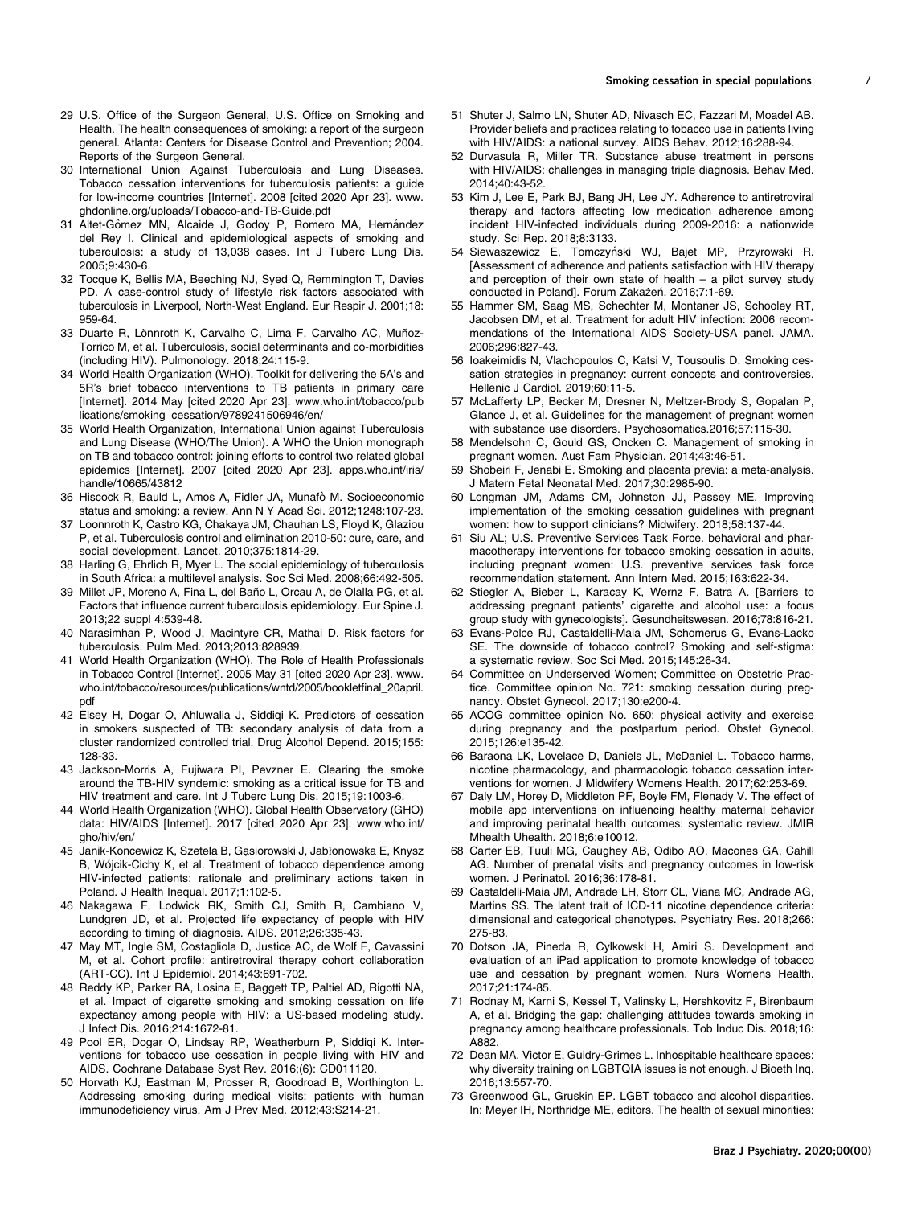29 U.S. Office of the Surgeon General, U.S. Office on Smoking and Health. The health consequences of smoking: a report of the surgeon general. Atlanta: Centers for Disease Control and Prevention; 2004. Reports of the Surgeon General.

30 International Union Against Tuberculosis and Lung Diseases. Tobacco cessation interventions for tuberculosis patients: a guide for low-income countries [Internet]. 2008 [cited 2020 Apr 23]. www.ghdonline.org/uploads/Tobacco-and-TB-Guide.pdf

31 Altet-Gômez MN, Alcaide J, Godoy P, Romero MA, Hernández del Rey I. Clinical and epidemiological aspects of smoking and tuberculosis: a study of 13,038 cases. Int J Tuberc Lung Dis. 2005;9:430-6.

32 Tocque K, Bellis MA, Beeching NJ, Syed Q, Remmington T, Davies PD. A case-control study of lifestyle risk factors associated with tuberculosis in Liverpool, North-West England. Eur Respir J. 2001;18:959-64.

33 Duarte R, Lönnroth K, Carvalho C, Lima F, Carvalho AC, Muñoz-Torrico M, et al. Tuberculosis, social determinants and co-morbidities (including HIV). Pulmonology. 2018;24:115-9.

34 World Health Organization (WHO). Toolkit for delivering the 5A's and 5R's brief tobacco interventions to TB patients in primary care [Internet]. 2014 May [cited 2020 Apr 23]. www.who.int/tobacco/publications/smoking_cessation/9789241506946/en/

35 World Health Organization, International Union against Tuberculosis and Lung Disease (WHO/The Union). A WHO the Union monograph on TB and tobacco control: joining efforts to control two related global epidemics [Internet]. 2007 [cited 2020 Apr 23]. apps.who.int/iris/handle/10665/43812

36 Hiscock R, Bauld L, Amos A, Fidler JA, Munafò M. Socioeconomic status and smoking: a review. Ann N Y Acad Sci. 2012;1248:107-23.

37 Loonnroth K, Castro KG, Chakaya JM, Chauhan LS, Floyd K, Glaziou P, et al. Tuberculosis control and elimination 2010-50: cure, care, and social development. Lancet. 2010;375:1814-29.

38 Harling G, Ehrlich R, Myer L. The social epidemiology of tuberculosis in South Africa: a multilevel analysis. Soc Sci Med. 2008;66:492-505.

39 Millet JP, Moreno A, Fina L, del Baño L, Orcau A, de Olalla PG, et al. Factors that influence current tuberculosis epidemiology. Eur Spine J. 2013;22 suppl 4:539-48.

40 Narasimhan P, Wood J, Macintyre CR, Mathai D. Risk factors for tuberculosis. Pulm Med. 2013;2013:828939.

41 World Health Organization (WHO). The Role of Health Professionals in Tobacco Control [Internet]. 2005 May 31 [cited 2020 Apr 23]. www.who.int/tobacco/resources/publications/wntd/2005/bookletfinal_20april.pdf

42 Elsey H, Dogar O, Ahluwalia J, Siddiqi K. Predictors of cessation in smokers suspected of TB: secondary analysis of data from a cluster randomized controlled trial. Drug Alcohol Depend. 2015;155:128-33.

43 Jackson-Morris A, Fujiwara PI, Pevzner E. Clearing the smoke around the TB-HIV syndemic: smoking as a critical issue for TB and HIV treatment and care. Int J Tuberc Lung Dis. 2015;19:1003-6.

44 World Health Organization (WHO). Global Health Observatory (GHO) data: HIV/AIDS [Internet]. 2017 [cited 2020 Apr 23]. www.who.int/gho/hiv/en/

45 Janik-Koncewicz K, Szetela B, Gąsiorowski J, Jabłonowska E, Knysz B, Wójcik-Cichy K, et al. Treatment of tobacco dependence among HIV-infected patients: rationale and preliminary actions taken in Poland. J Health Inequal. 2017;1:102-5.

46 Nakagawa F, Lodwick RK, Smith CJ, Smith R, Cambiano V, Lundgren JD, et al. Projected life expectancy of people with HIV according to timing of diagnosis. AIDS. 2012;26:335-43.

47 May MT, Ingle SM, Costagliola D, Justice AC, de Wolf F, Cavassini M, et al. Cohort profile: antiretroviral therapy cohort collaboration (ART-CC). Int J Epidemiol. 2014;43:691-702.

48 Reddy KP, Parker RA, Losina E, Baggett TP, Paltiel AD, Rigotti NA, et al. Impact of cigarette smoking and smoking cessation on life expectancy among people with HIV: a US-based modeling study. J Infect Dis. 2016;214:1672-81.

49 Pool ER, Dogar O, Lindsay RP, Weatherburn P, Siddiqi K. Interventions for tobacco use cessation in people living with HIV and AIDS. Cochrane Database Syst Rev. 2016;(6): CD011120.

50 Horvath KJ, Eastman M, Prosser R, Goodroad B, Worthington L. Addressing smoking during medical visits: patients with human immunodeficiency virus. Am J Prev Med. 2012;43:S214-21.

51 Shuter J, Salmo LN, Shuter AD, Nivasch EC, Fazzari M, Moadel AB. Provider beliefs and practices relating to tobacco use in patients living with HIV/AIDS: a national survey. AIDS Behav. 2012;16:288-94.

52 Durvasula R, Miller TR. Substance abuse treatment in persons with HIV/AIDS: challenges in managing triple diagnosis. Behav Med. 2014;40:43-52.

53 Kim J, Lee E, Park BJ, Bang JH, Lee JY. Adherence to antiretroviral therapy and factors affecting low medication adherence among incident HIV-infected individuals during 2009-2016: a nationwide study. Sci Rep. 2018;8:3133.

54 Siewaszewicz E, Tomczyński WJ, Bajet MP, Przyrowski R. [Assessment of adherence and patients satisfaction with HIV therapy and perception of their own state of health – a pilot survey study conducted in Poland]. Forum Zakażeń. 2016;7:1-69.

55 Hammer SM, Saag MS, Schechter M, Montaner JS, Schooley RT, Jacobsen DM, et al. Treatment for adult HIV infection: 2006 recommendations of the International AIDS Society-USA panel. JAMA. 2006;296:827-43.

56 Ioakeimidis N, Vlachopoulos C, Katsi V, Tousoulis D. Smoking cessation strategies in pregnancy: current concepts and controversies. Hellenic J Cardiol. 2019;60:11-5.

57 McLafferty LP, Becker M, Dresner N, Meltzer-Brody S, Gopalan P, Glance J, et al. Guidelines for the management of pregnant women with substance use disorders. Psychosomatics.2016;57:115-30.

58 Mendelsohn C, Gould GS, Oncken C. Management of smoking in pregnant women. Aust Fam Physician. 2014;43:46-51.

59 Shobeiri F, Jenabi E. Smoking and placenta previa: a meta-analysis. J Matern Fetal Neonatal Med. 2017;30:2985-90.

60 Longman JM, Adams CM, Johnston JJ, Passey ME. Improving implementation of the smoking cessation guidelines with pregnant women: how to support clinicians? Midwifery. 2018;58:137-44.

61 Siu AL; U.S. Preventive Services Task Force. behavioral and pharmacotherapy interventions for tobacco smoking cessation in adults, including pregnant women: U.S. preventive services task force recommendation statement. Ann Intern Med. 2015;163:622-34.

62 Stiegler A, Bieber L, Karacay K, Wernz F, Batra A. [Barriers to addressing pregnant patients' cigarette and alcohol use: a focus group study with gynecologists]. Gesundheitswesen. 2016;78:816-21.

63 Evans-Polce RJ, Castaldelli-Maia JM, Schomerus G, Evans-Lacko SE. The downside of tobacco control? Smoking and self-stigma: a systematic review. Soc Sci Med. 2015;145:26-34.

64 Committee on Underserved Women; Committee on Obstetric Practice. Committee opinion No. 721: smoking cessation during pregnancy. Obstet Gynecol. 2017;130:e200-4.

65 ACOG committee opinion No. 650: physical activity and exercise during pregnancy and the postpartum period. Obstet Gynecol. 2015;126:e135-42.

66 Baraona LK, Lovelace D, Daniels JL, McDaniel L. Tobacco harms, nicotine pharmacology, and pharmacologic tobacco cessation interventions for women. J Midwifery Womens Health. 2017;62:253-69.

67 Daly LM, Horey D, Middleton PF, Boyle FM, Flenady V. The effect of mobile app interventions on influencing healthy maternal behavior and improving perinatal health outcomes: systematic review. JMIR Mhealth Uhealth. 2018;6:e10012.

68 Carter EB, Tuuli MG, Caughey AB, Odibo AO, Macones GA, Cahill AG. Number of prenatal visits and pregnancy outcomes in low-risk women. J Perinatol. 2016;36:178-81.

69 Castaldelli-Maia JM, Andrade LH, Storr CL, Viana MC, Andrade AG, Martins SS. The latent trait of ICD-11 nicotine dependence criteria: dimensional and categorical phenotypes. Psychiatry Res. 2018;266:275-83.

70 Dotson JA, Pineda R, Cylkowski H, Amiri S. Development and evaluation of an iPad application to promote knowledge of tobacco use and cessation by pregnant women. Nurs Womens Health. 2017;21:174-85.

71 Rodnay M, Karni S, Kessel T, Valinsky L, Hershkovitz F, Birenbaum A, et al. Bridging the gap: challenging attitudes towards smoking in pregnancy among healthcare professionals. Tob Induc Dis. 2018;16:A882.

72 Dean MA, Victor E, Guidry-Grimes L. Inhospitable healthcare spaces: why diversity training on LGBTQIA issues is not enough. J Bioeth Inq. 2016;13:557-70.

73 Greenwood GL, Gruskin EP. LGBT tobacco and alcohol disparities. In: Meyer IH, Northridge ME, editors. The health of sexual minorities: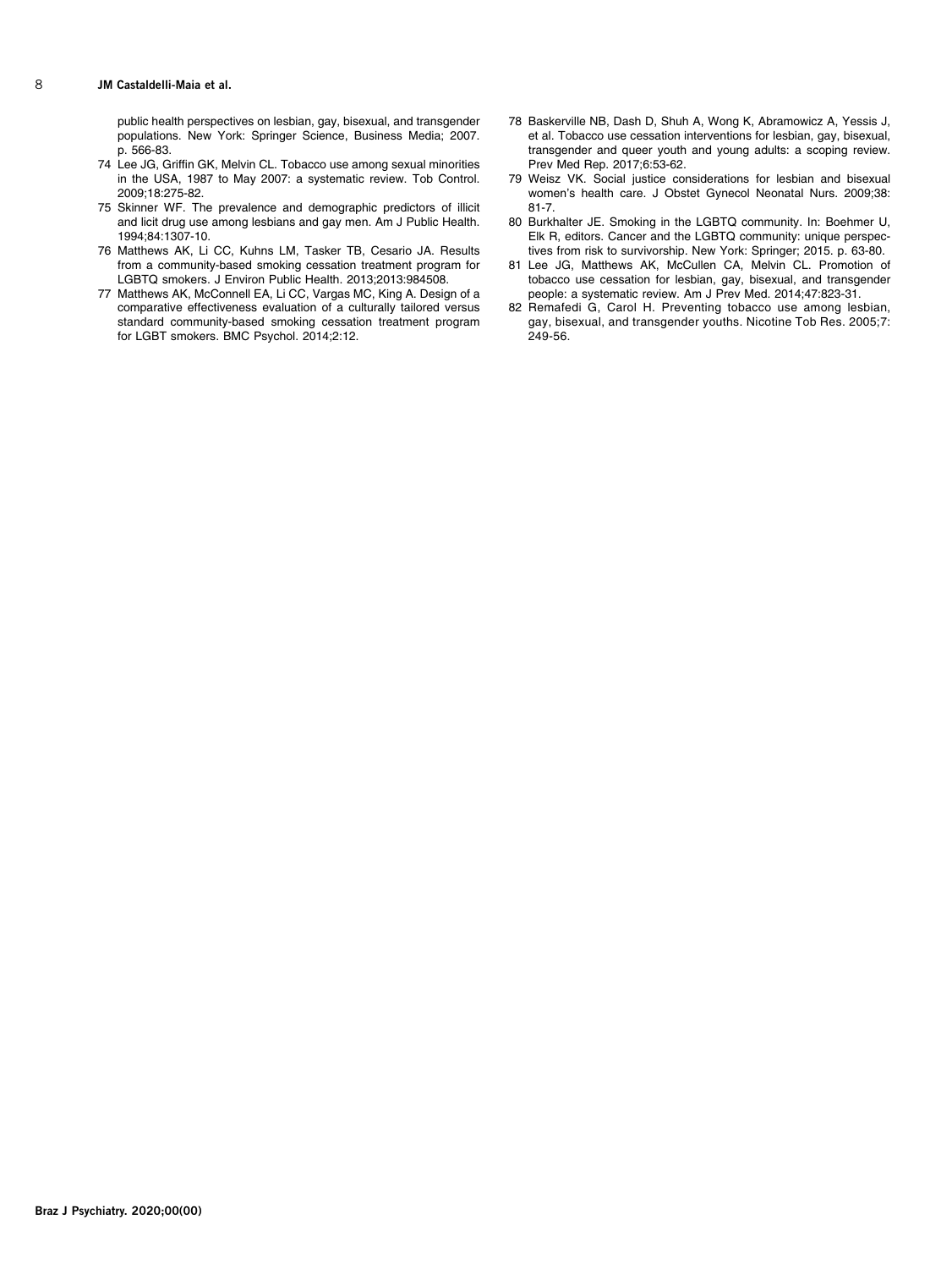public health perspectives on lesbian, gay, bisexual, and transgender populations. New York: Springer Science, Business Media; 2007. p. 566-83.

74 Lee JG, Griffin GK, Melvin CL. Tobacco use among sexual minorities in the USA, 1987 to May 2007: a systematic review. Tob Control. 2009;18:275-82.

75 Skinner WF. The prevalence and demographic predictors of illicit and licit drug use among lesbians and gay men. Am J Public Health. 1994;84:1307-10.

76 Matthews AK, Li CC, Kuhns LM, Tasker TB, Cesario JA. Results from a community-based smoking cessation treatment program for LGBTQ smokers. J Environ Public Health. 2013;2013:984508.

77 Matthews AK, McConnell EA, Li CC, Vargas MC, King A. Design of a comparative effectiveness evaluation of a culturally tailored versus standard community-based smoking cessation treatment program for LGBT smokers. BMC Psychol. 2014;2:12.

78 Baskerville NB, Dash D, Shuh A, Wong K, Abramowicz A, Yessis J, et al. Tobacco use cessation interventions for lesbian, gay, bisexual, transgender and queer youth and young adults: a scoping review. Prev Med Rep. 2017;6:53-62.

79 Weisz VK. Social justice considerations for lesbian and bisexual women's health care. J Obstet Gynecol Neonatal Nurs. 2009;38: 81-7.

80 Burkhalter JE. Smoking in the LGBTQ community. In: Boehmer U, Elk R, editors. Cancer and the LGBTQ community: unique perspectives from risk to survivorship. New York: Springer; 2015. p. 63-80.

81 Lee JG, Matthews AK, McCullen CA, Melvin CL. Promotion of tobacco use cessation for lesbian, gay, bisexual, and transgender people: a systematic review. Am J Prev Med. 2014;47:823-31.

82 Remafedi G, Carol H. Preventing tobacco use among lesbian, gay, bisexual, and transgender youths. Nicotine Tob Res. 2005;7: 249-56.